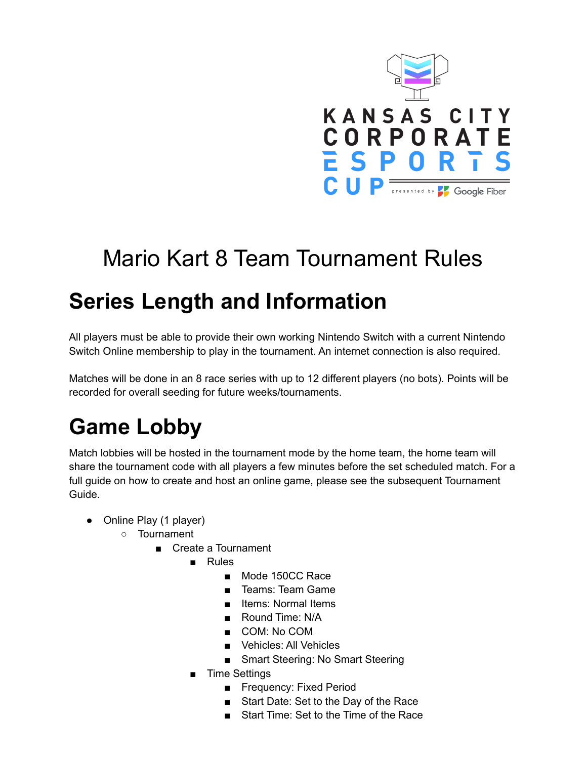# Mario Kart 8 Team Tournament Rules

## Series Length and Information

All players must be able to provide their own working Nintendo Switch with a current Nintendo Switch Online membership to play in the tournament. An internet connection is also required.

Matches will be done in an 8 race series with up to 12 different players (no bots). Points will be recorded for overall seeding for future weeks/tournaments.

## Game Lobby

Match lobbies will be hosted in the tournament mode by the home team, the home team will share the tournament code with all players a few minutes before the set scheduled match. For a full guide on how to create and host an online game, please see the subsequent Tournament Guide.

- Online Play (1 player)
  - Tournament
    - Create a Tournament
      - Rules
        - Mode 150CC Race
        - Teams: Team Game
        - Items: Normal Items
        - Round Time: N/A
        - COM: No COM
        - Vehicles: All Vehicles
        - Smart Steering: No Smart Steering
      - Time Settings
        - Frequency: Fixed Period
        - Start Date: Set to the Day of the Race
        - Start Time: Set to the Time of the Race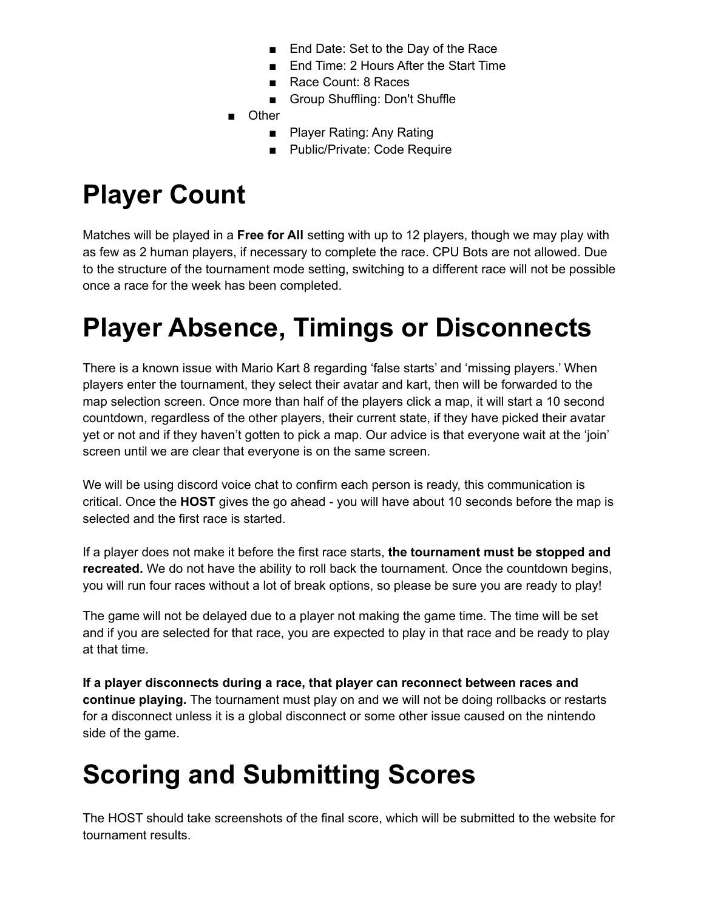- End Date: Set to the Day of the Race
    - End Time: 2 Hours After the Start Time
    - Race Count: 8 Races
    - Group Shuffling: Don't Shuffle
- Other
    - Player Rating: Any Rating
    - Public/Private: Code Require

# Player Count

Matches will be played in a **Free for All** setting with up to 12 players, though we may play with as few as 2 human players, if necessary to complete the race. CPU Bots are not allowed. Due to the structure of the tournament mode setting, switching to a different race will not be possible once a race for the week has been completed.

# Player Absence, Timings or Disconnects

There is a known issue with Mario Kart 8 regarding 'false starts' and 'missing players.' When players enter the tournament, they select their avatar and kart, then will be forwarded to the map selection screen. Once more than half of the players click a map, it will start a 10 second countdown, regardless of the other players, their current state, if they have picked their avatar yet or not and if they haven't gotten to pick a map. Our advice is that everyone wait at the 'join' screen until we are clear that everyone is on the same screen.

We will be using discord voice chat to confirm each person is ready, this communication is critical. Once the **HOST** gives the go ahead - you will have about 10 seconds before the map is selected and the first race is started.

If a player does not make it before the first race starts, **the tournament must be stopped and recreated.** We do not have the ability to roll back the tournament. Once the countdown begins, you will run four races without a lot of break options, so please be sure you are ready to play!

The game will not be delayed due to a player not making the game time. The time will be set and if you are selected for that race, you are expected to play in that race and be ready to play at that time.

**If a player disconnects during a race, that player can reconnect between races and continue playing.** The tournament must play on and we will not be doing rollbacks or restarts for a disconnect unless it is a global disconnect or some other issue caused on the nintendo side of the game.

# Scoring and Submitting Scores

The HOST should take screenshots of the final score, which will be submitted to the website for tournament results.